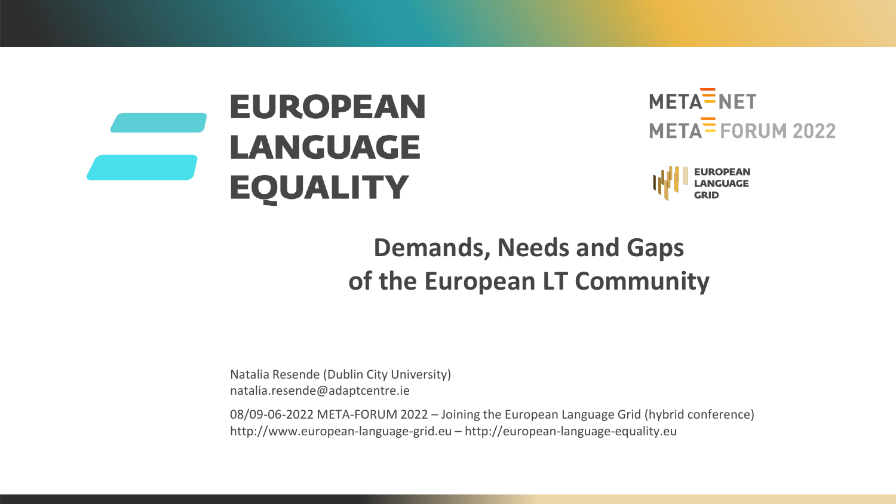EUROPEAN LANGUAGE EQUALITY

META-NET

META-FORUM 2022

EUROPEAN LANGUAGE GRID

# Demands, Needs and Gaps of the European LT Community

Natalia Resende (Dublin City University)
natalia.resende@adaptcentre.ie

08/09-06-2022 META-FORUM 2022 – Joining the European Language Grid (hybrid conference)
http://www.european-language-grid.eu – http://european-language-equality.eu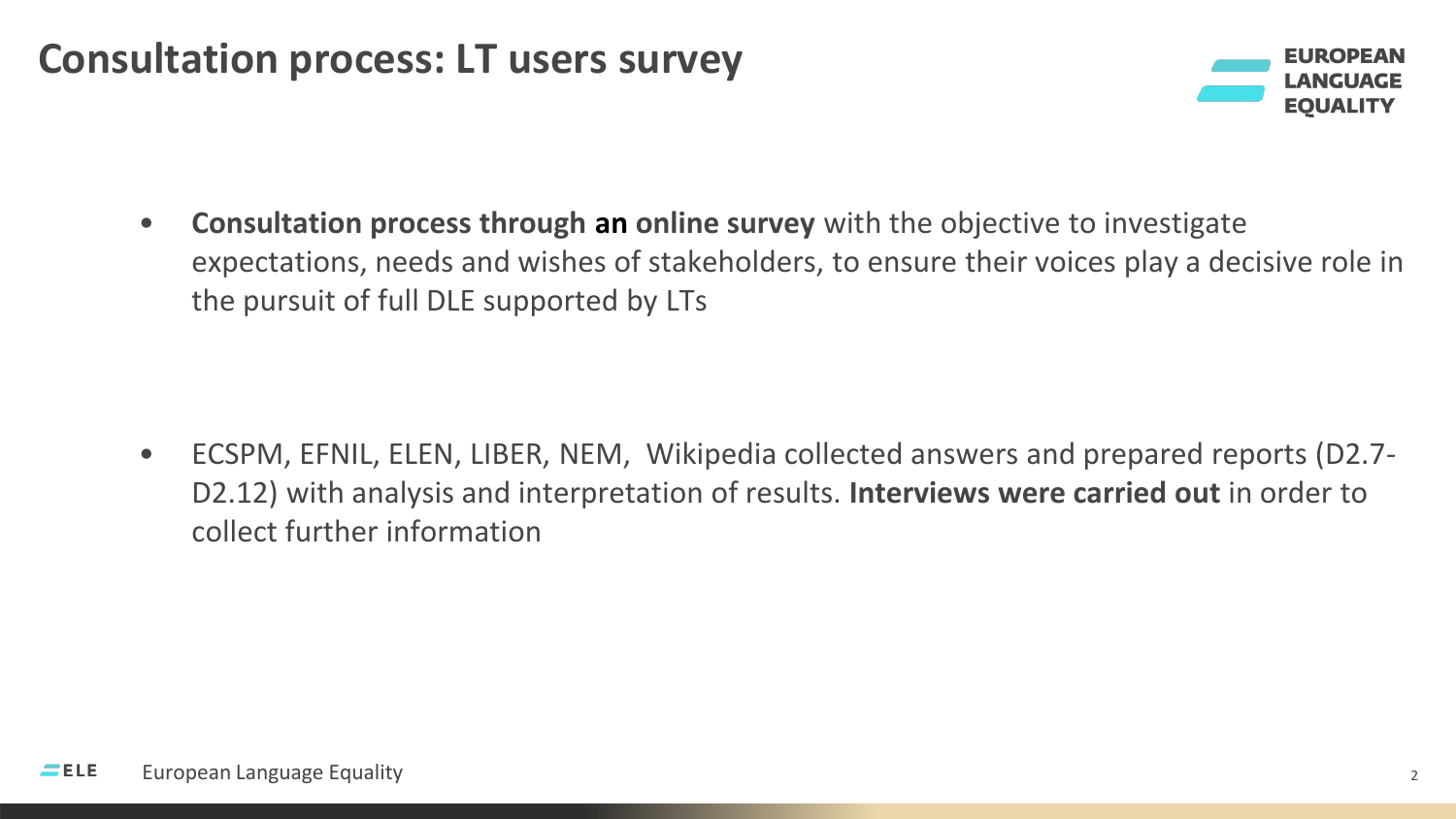# Consultation process: LT users survey

- **Consultation process through an online survey** with the objective to investigate expectations, needs and wishes of stakeholders, to ensure their voices play a decisive role in the pursuit of full DLE supported by LTs

- ECSPM, EFNIL, ELEN, LIBER, NEM, Wikipedia collected answers and prepared reports (D2.7-D2.12) with analysis and interpretation of results. **Interviews were carried out** in order to collect further information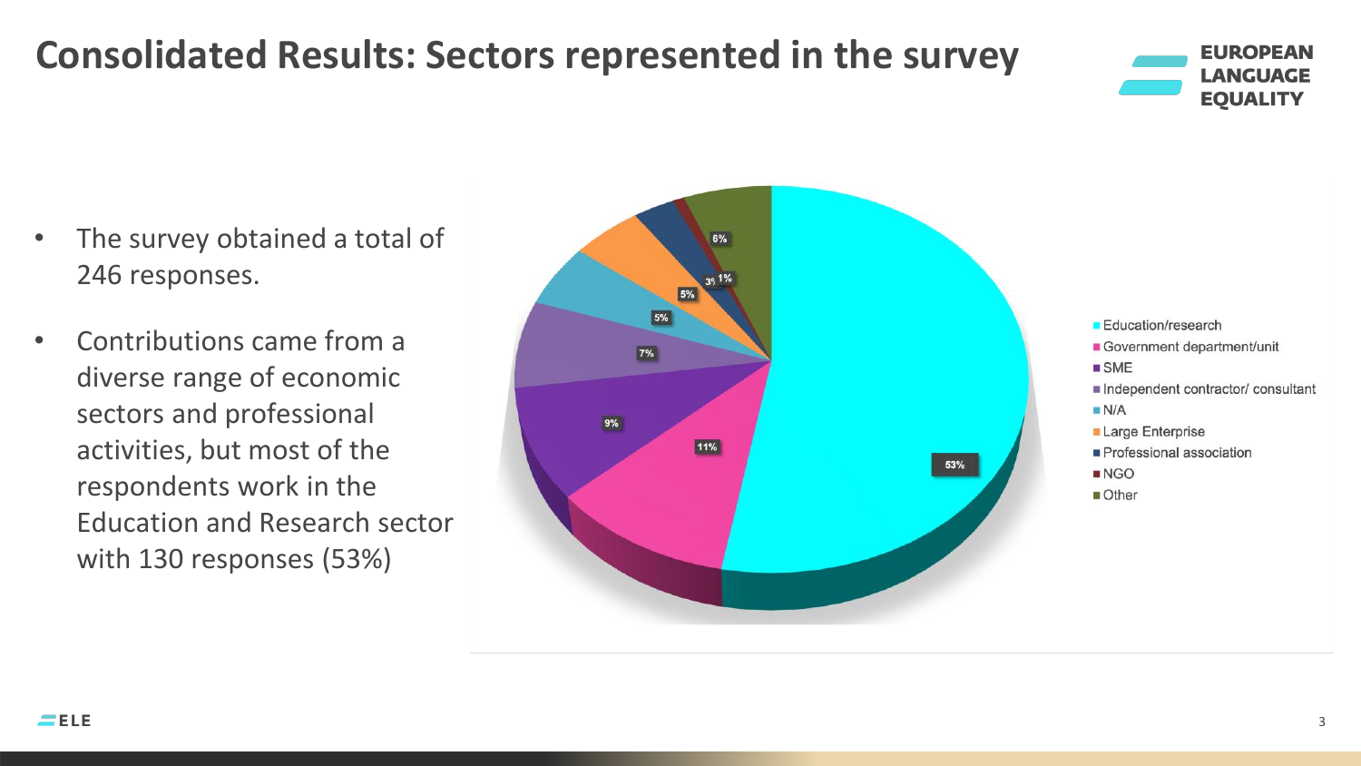# Consolidated Results: Sectors represented in the survey

- The survey obtained a total of 246 responses.
- Contributions came from a diverse range of economic sectors and professional activities, but most of the respondents work in the Education and Research sector with 130 responses (53%)

| Sector | Share |
|---|---|
| Education/research | 53% |
| Government department/unit | 11% |
| SME | 9% |
| Independent contractor/ consultant | 7% |
| N/A | 5% |
| Large Enterprise | 5% |
| Professional association | 3% |
| NGO | 1% |
| Other | 6% |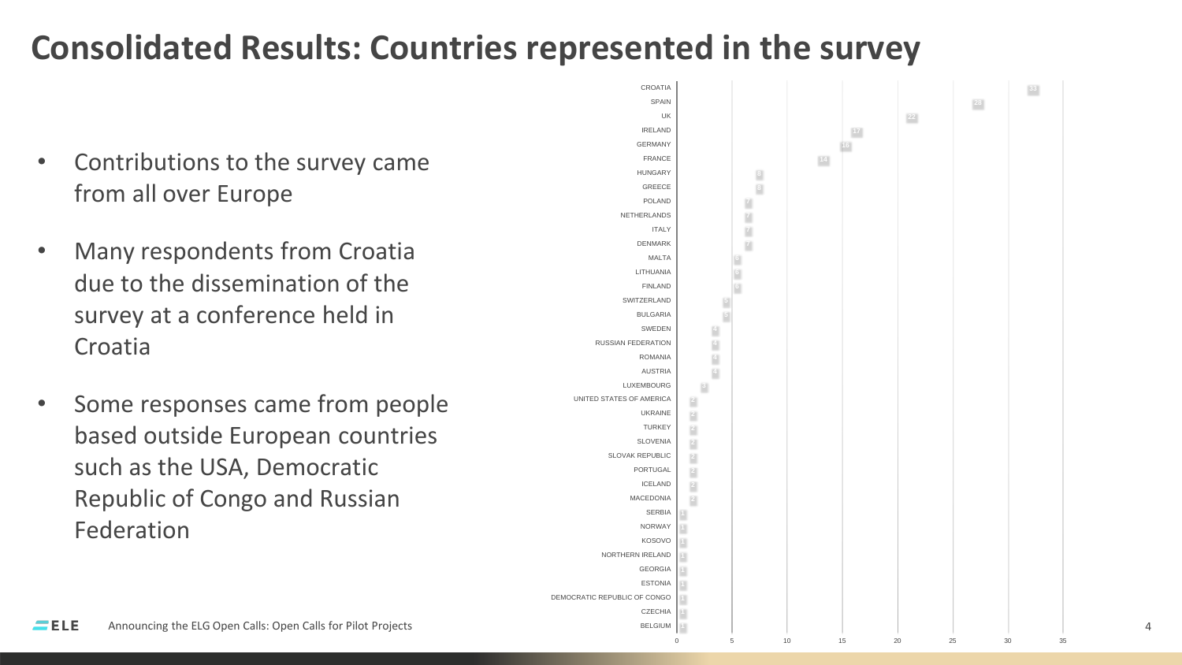# Consolidated Results: Countries represented in the survey

- Contributions to the survey came from all over Europe
- Many respondents from Croatia due to the dissemination of the survey at a conference held in Croatia
- Some responses came from people based outside European countries such as the USA, Democratic Republic of Congo and Russian Federation

| Country | Responses |
|---|---|
| CROATIA | 33 |
| SPAIN | 28 |
| UK | 22 |
| IRELAND | 17 |
| GERMANY | 16 |
| FRANCE | 14 |
| HUNGARY | 8 |
| GREECE | 8 |
| POLAND | 7 |
| NETHERLANDS | 7 |
| ITALY | 7 |
| DENMARK | 7 |
| MALTA | 6 |
| LITHUANIA | 6 |
| FINLAND | 6 |
| SWITZERLAND | 5 |
| BULGARIA | 5 |
| SWEDEN | 4 |
| RUSSIAN FEDERATION | 4 |
| ROMANIA | 4 |
| AUSTRIA | 4 |
| LUXEMBOURG | 3 |
| UNITED STATES OF AMERICA | 2 |
| UKRAINE | 2 |
| TURKEY | 2 |
| SLOVENIA | 2 |
| SLOVAK REPUBLIC | 2 |
| PORTUGAL | 2 |
| ICELAND | 2 |
| MACEDONIA | 2 |
| SERBIA | 1 |
| NORWAY | 1 |
| KOSOVO | 1 |
| NORTHERN IRELAND | 1 |
| GEORGIA | 1 |
| ESTONIA | 1 |
| DEMOCRATIC REPUBLIC OF CONGO | 1 |
| CZECHIA | 1 |
| BELGIUM | 1 |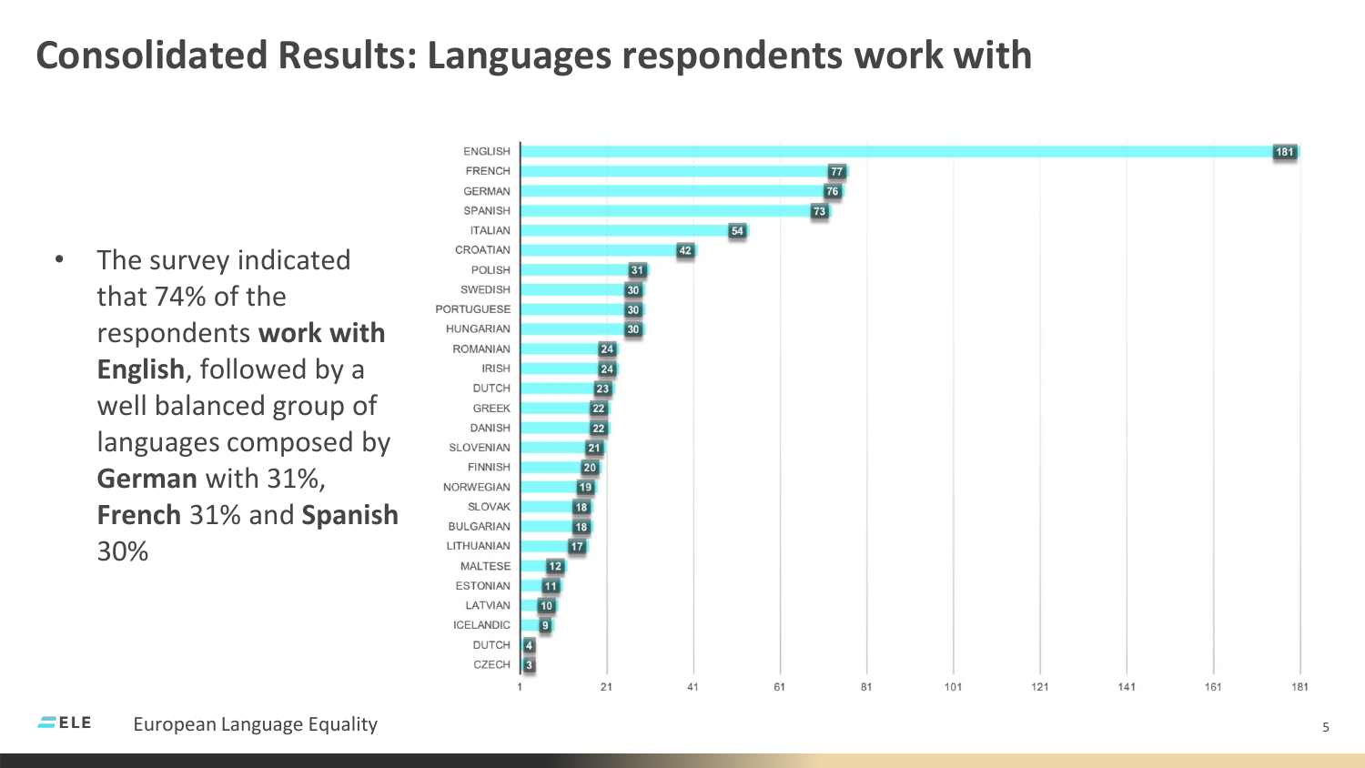# Consolidated Results: Languages respondents work with

- The survey indicated that 74% of the respondents **work with English**, followed by a well balanced group of languages composed by **German** with 31%, **French** 31% and **Spanish** 30%

| Language | Respondents |
|---|---|
| ENGLISH | 181 |
| FRENCH | 77 |
| GERMAN | 76 |
| SPANISH | 73 |
| ITALIAN | 54 |
| CROATIAN | 42 |
| POLISH | 31 |
| SWEDISH | 30 |
| PORTUGUESE | 30 |
| HUNGARIAN | 30 |
| ROMANIAN | 24 |
| IRISH | 24 |
| DUTCH | 23 |
| GREEK | 22 |
| DANISH | 22 |
| SLOVENIAN | 21 |
| FINNISH | 20 |
| NORWEGIAN | 19 |
| SLOVAK | 18 |
| BULGARIAN | 18 |
| LITHUANIAN | 17 |
| MALTESE | 12 |
| ESTONIAN | 11 |
| LATVIAN | 10 |
| ICELANDIC | 9 |
| DUTCH | 4 |
| CZECH | 3 |

European Language Equality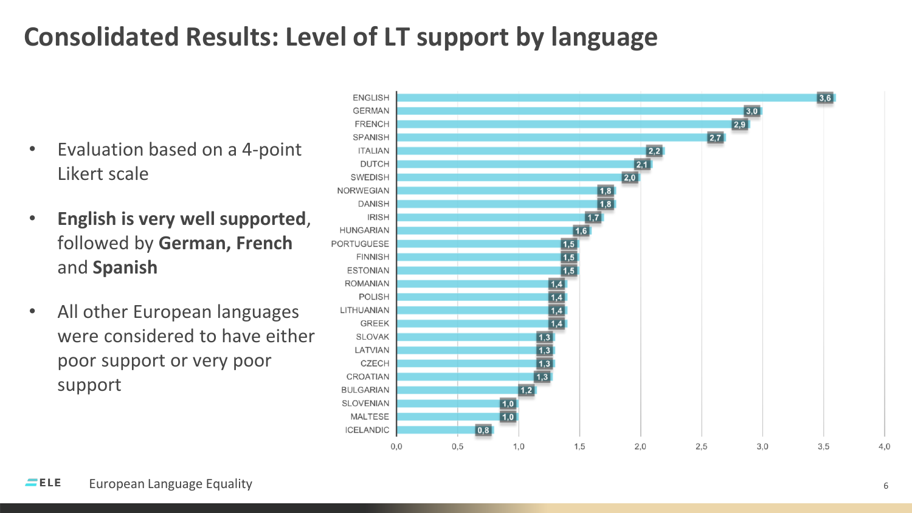# Consolidated Results: Level of LT support by language

- Evaluation based on a 4-point Likert scale
- **English is very well supported**, followed by **German, French** and **Spanish**
- All other European languages were considered to have either poor support or very poor support

| Language | Level of LT support |
|---|---|
| ENGLISH | 3,6 |
| GERMAN | 3,0 |
| FRENCH | 2,9 |
| SPANISH | 2,7 |
| ITALIAN | 2,2 |
| DUTCH | 2,1 |
| SWEDISH | 2,0 |
| NORWEGIAN | 1,8 |
| DANISH | 1,8 |
| IRISH | 1,7 |
| HUNGARIAN | 1,6 |
| PORTUGUESE | 1,5 |
| FINNISH | 1,5 |
| ESTONIAN | 1,5 |
| ROMANIAN | 1,4 |
| POLISH | 1,4 |
| LITHUANIAN | 1,4 |
| GREEK | 1,4 |
| SLOVAK | 1,3 |
| LATVIAN | 1,3 |
| CZECH | 1,3 |
| CROATIAN | 1,3 |
| BULGARIAN | 1,2 |
| SLOVENIAN | 1,0 |
| MALTESE | 1,0 |
| ICELANDIC | 0,8 |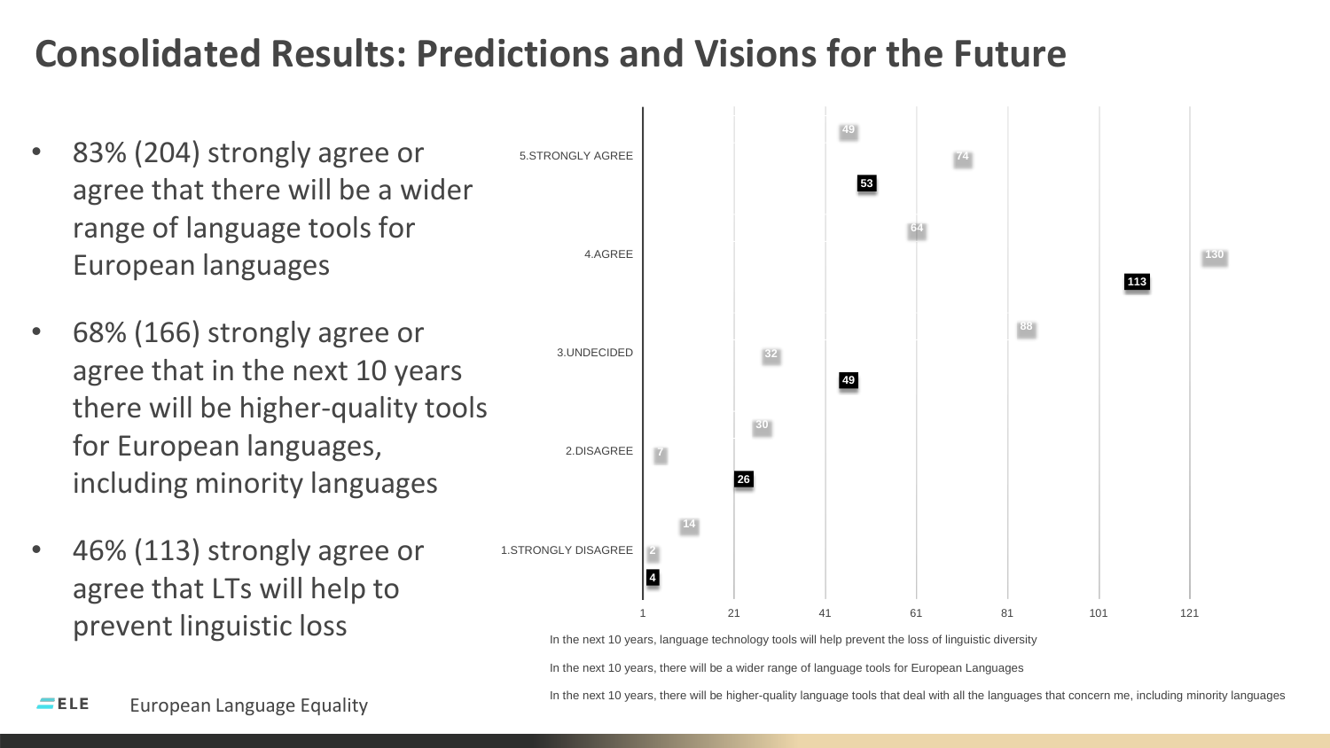# Consolidated Results: Predictions and Visions for the Future

- 83% (204) strongly agree or agree that there will be a wider range of language tools for European languages
- 68% (166) strongly agree or agree that in the next 10 years there will be higher-quality tools for European languages, including minority languages
- 46% (113) strongly agree or agree that LTs will help to prevent linguistic loss

| | In the next 10 years, language technology tools will help prevent the loss of linguistic diversity | In the next 10 years, there will be a wider range of language tools for European Languages | In the next 10 years, there will be higher-quality language tools that deal with all the languages that concern me, including minority languages |
|---|---|---|---|
| 5.STRONGLY AGREE | 49 | 74 | 53 |
| 4.AGREE | 64 | 130 | 113 |
| 3.UNDECIDED | 88 | 32 | 49 |
| 2.DISAGREE | 30 | 7 | 26 |
| 1.STRONGLY DISAGREE | 14 | 2 | 4 |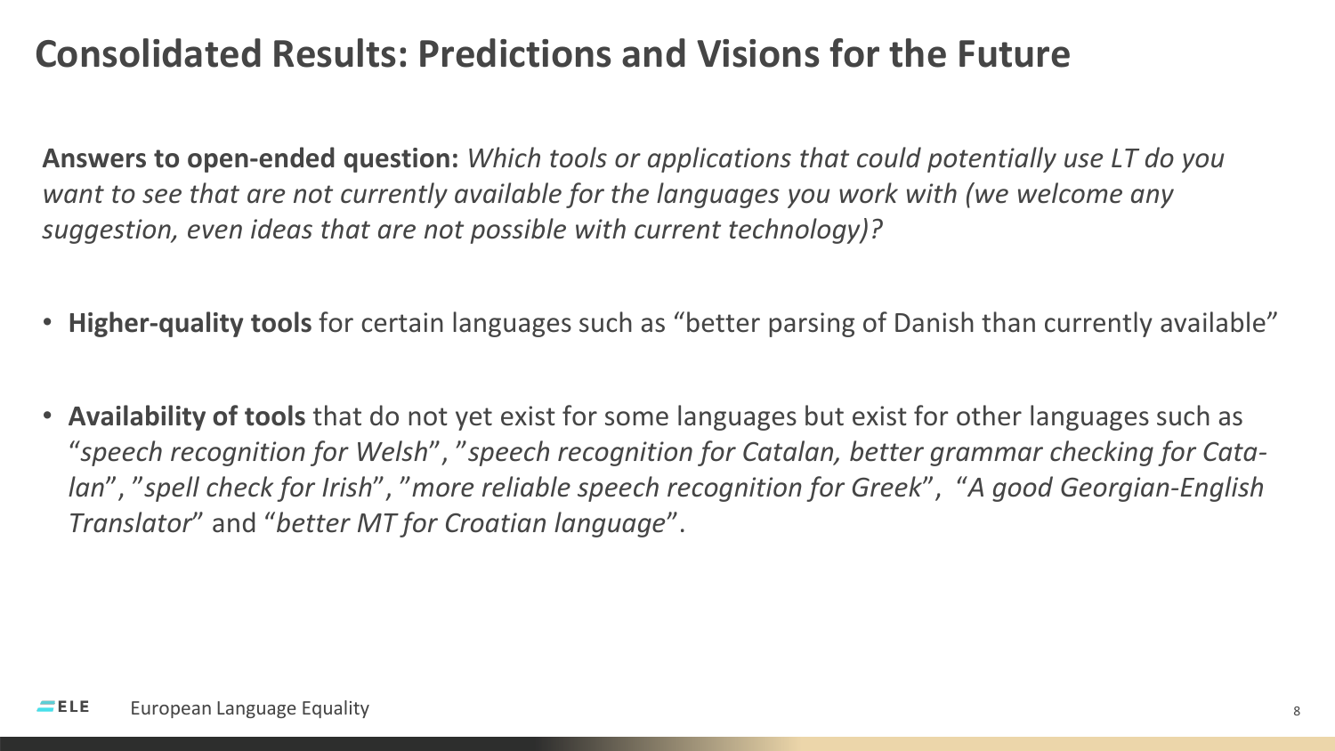# Consolidated Results: Predictions and Visions for the Future

**Answers to open-ended question:** *Which tools or applications that could potentially use LT do you want to see that are not currently available for the languages you work with (we welcome any suggestion, even ideas that are not possible with current technology)?*

- **Higher-quality tools** for certain languages such as "better parsing of Danish than currently available"
- **Availability of tools** that do not yet exist for some languages but exist for other languages such as "*speech recognition for Welsh*", "*speech recognition for Catalan, better grammar checking for Catalan*", "*spell check for Irish*", "*more reliable speech recognition for Greek*", "*A good Georgian-English Translator*" and "*better MT for Croatian language*".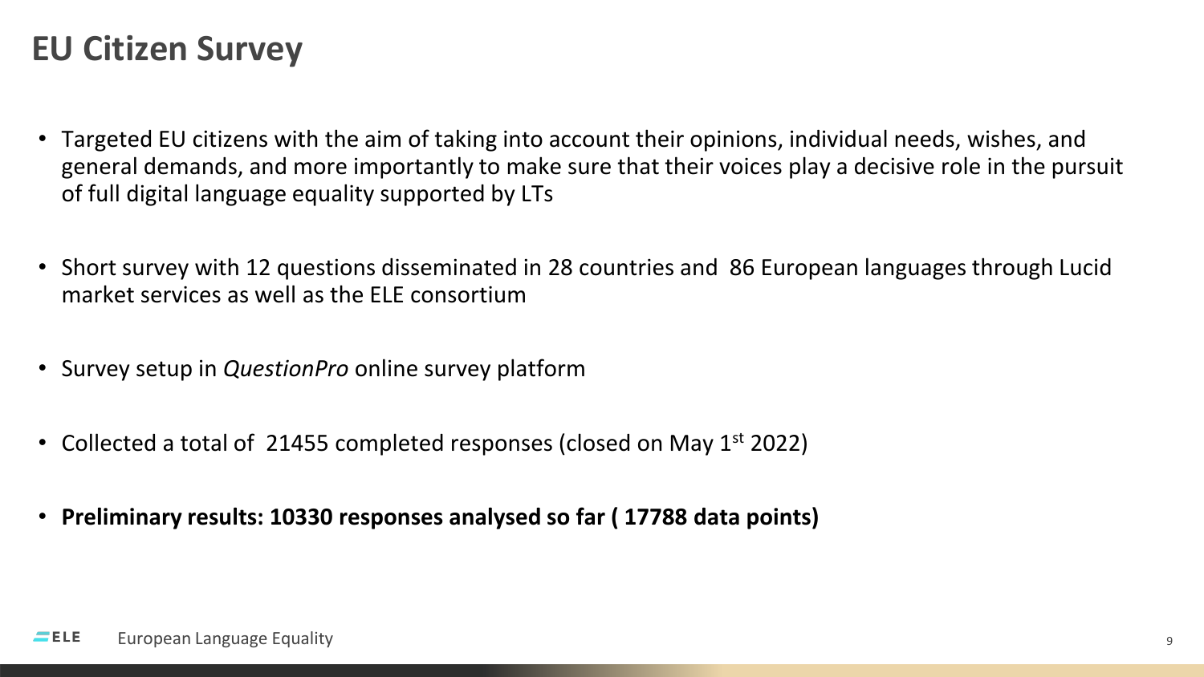# EU Citizen Survey

- Targeted EU citizens with the aim of taking into account their opinions, individual needs, wishes, and general demands, and more importantly to make sure that their voices play a decisive role in the pursuit of full digital language equality supported by LTs
- Short survey with 12 questions disseminated in 28 countries and 86 European languages through Lucid market services as well as the ELE consortium
- Survey setup in *QuestionPro* online survey platform
- Collected a total of 21455 completed responses (closed on May 1st 2022)
- **Preliminary results: 10330 responses analysed so far ( 17788 data points)**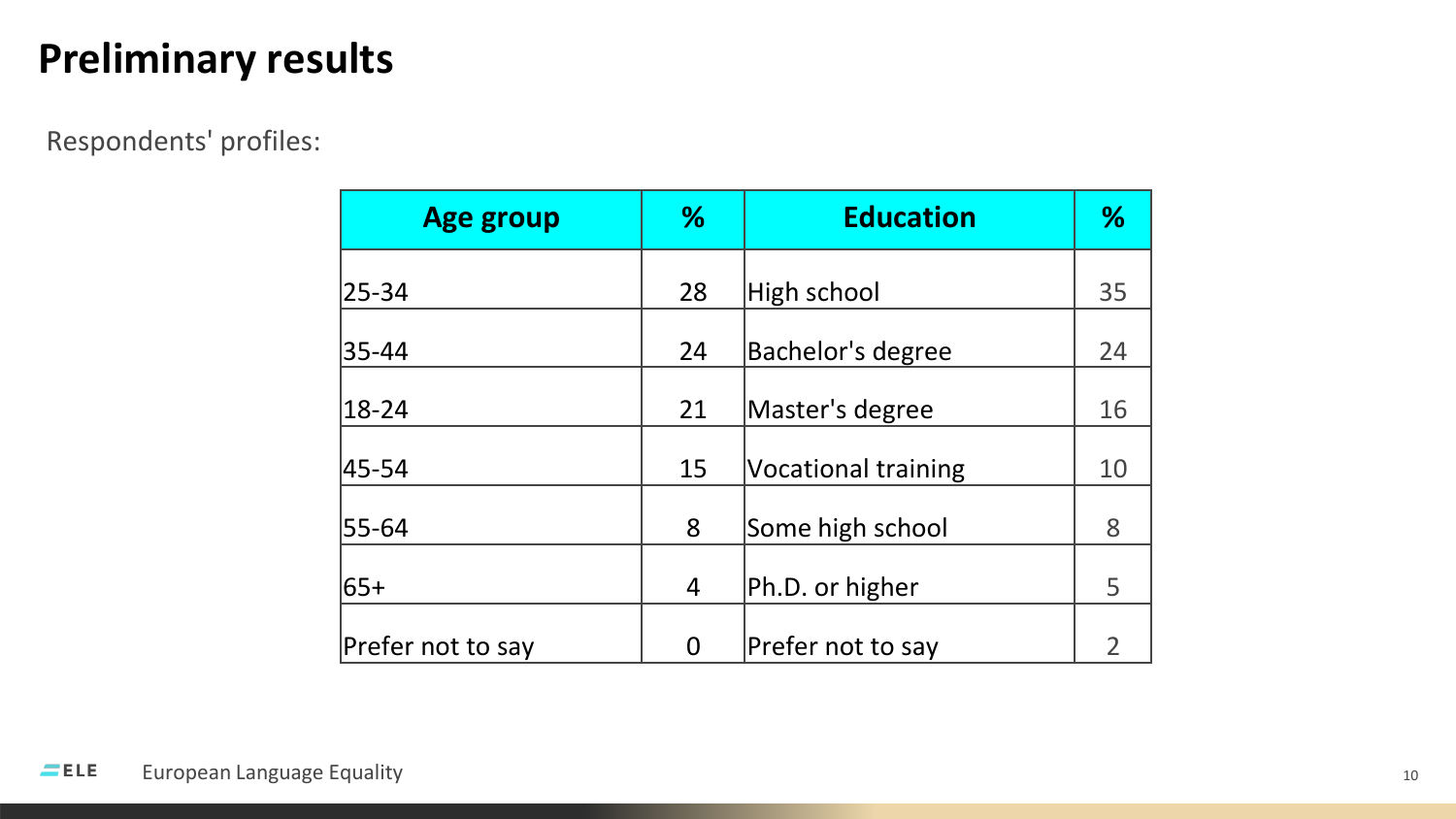# Preliminary results

Respondents' profiles:

| Age group | % | Education | % |
|---|---|---|---|
| 25-34 | 28 | High school | 35 |
| 35-44 | 24 | Bachelor's degree | 24 |
| 18-24 | 21 | Master's degree | 16 |
| 45-54 | 15 | Vocational training | 10 |
| 55-64 | 8 | Some high school | 8 |
| 65+ | 4 | Ph.D. or higher | 5 |
| Prefer not to say | 0 | Prefer not to say | 2 |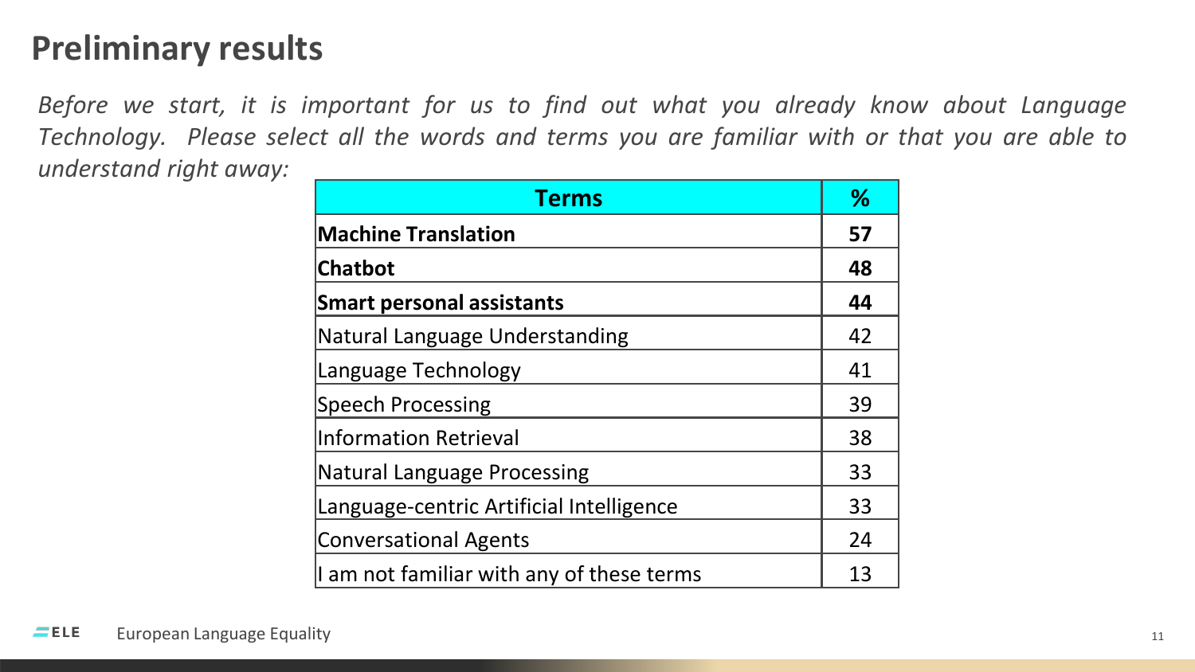# Preliminary results

*Before we start, it is important for us to find out what you already know about Language Technology. Please select all the words and terms you are familiar with or that you are able to understand right away:*

| Terms | % |
|---|---|
| **Machine Translation** | **57** |
| **Chatbot** | **48** |
| **Smart personal assistants** | **44** |
| Natural Language Understanding | 42 |
| Language Technology | 41 |
| Speech Processing | 39 |
| Information Retrieval | 38 |
| Natural Language Processing | 33 |
| Language-centric Artificial Intelligence | 33 |
| Conversational Agents | 24 |
| I am not familiar with any of these terms | 13 |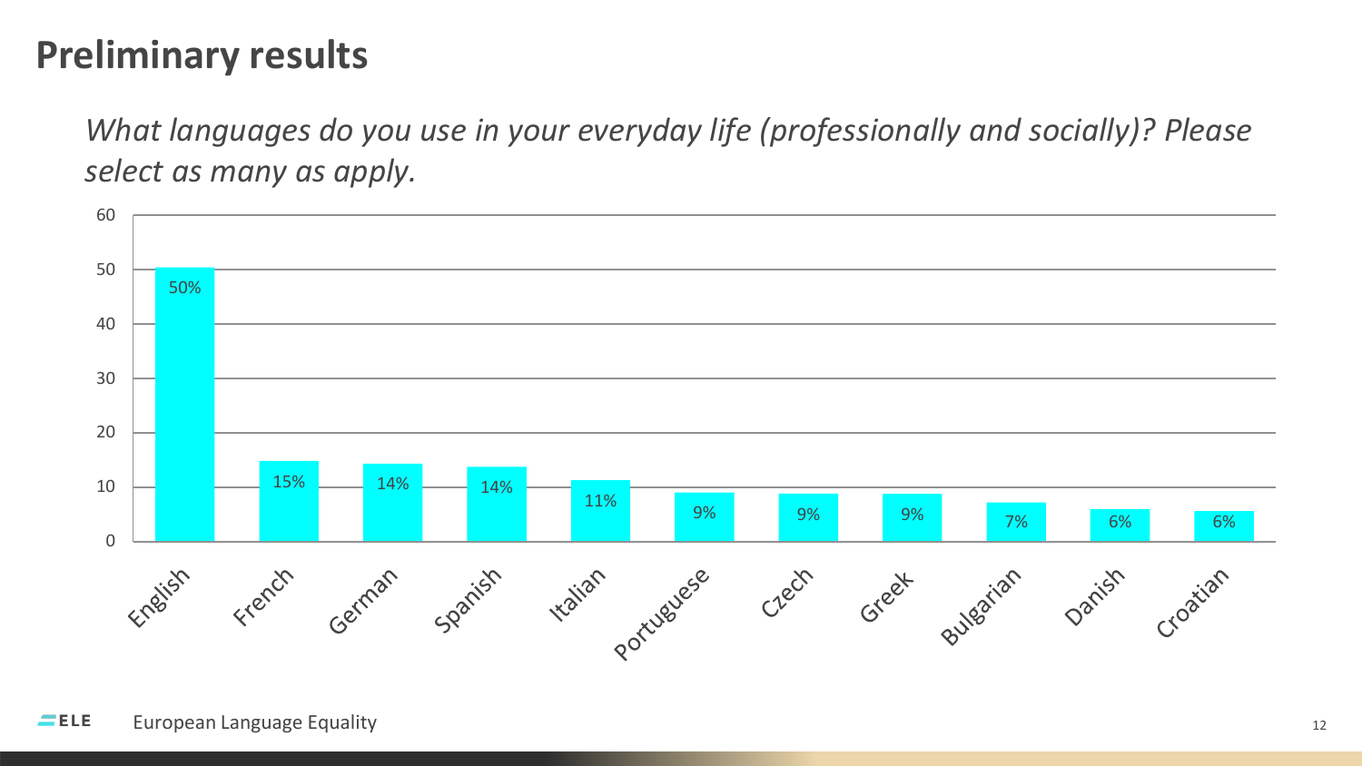# Preliminary results

*What languages do you use in your everyday life (professionally and socially)? Please select as many as apply.*

| Language | Percentage |
|---|---|
| English | 50% |
| French | 15% |
| German | 14% |
| Spanish | 14% |
| Italian | 11% |
| Portuguese | 9% |
| Czech | 9% |
| Greek | 9% |
| Bulgarian | 7% |
| Danish | 6% |
| Croatian | 6% |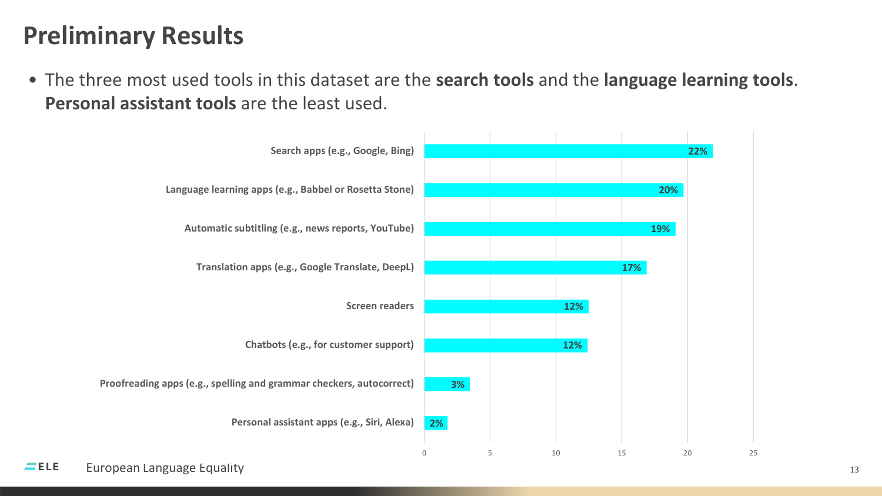# Preliminary Results

- The three most used tools in this dataset are the **search tools** and the **language learning tools**. **Personal assistant tools** are the least used.

| Tool | Usage |
|---|---|
| Search apps (e.g., Google, Bing) | 22% |
| Language learning apps (e.g., Babbel or Rosetta Stone) | 20% |
| Automatic subtitling (e.g., news reports, YouTube) | 19% |
| Translation apps (e.g., Google Translate, DeepL) | 17% |
| Screen readers | 12% |
| Chatbots (e.g., for customer support) | 12% |
| Proofreading apps (e.g., spelling and grammar checkers, autocorrect) | 3% |
| Personal assistant apps (e.g., Siri, Alexa) | 2% |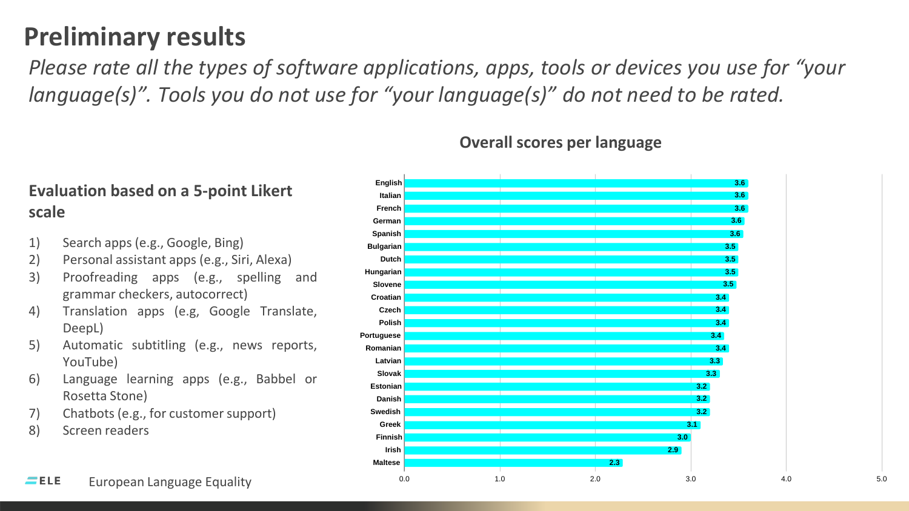# Preliminary results

*Please rate all the types of software applications, apps, tools or devices you use for "your language(s)". Tools you do not use for "your language(s)" do not need to be rated.*

## Evaluation based on a 5-point Likert scale

1) Search apps (e.g., Google, Bing)
2) Personal assistant apps (e.g., Siri, Alexa)
3) Proofreading apps (e.g., spelling and grammar checkers, autocorrect)
4) Translation apps (e.g, Google Translate, DeepL)
5) Automatic subtitling (e.g., news reports, YouTube)
6) Language learning apps (e.g., Babbel or Rosetta Stone)
7) Chatbots (e.g., for customer support)
8) Screen readers

**Overall scores per language**

| Language | Score |
|---|---|
| English | 3.6 |
| Italian | 3.6 |
| French | 3.6 |
| German | 3.6 |
| Spanish | 3.6 |
| Bulgarian | 3.5 |
| Dutch | 3.5 |
| Hungarian | 3.5 |
| Slovene | 3.5 |
| Croatian | 3.4 |
| Czech | 3.4 |
| Polish | 3.4 |
| Portuguese | 3.4 |
| Romanian | 3.4 |
| Latvian | 3.3 |
| Slovak | 3.3 |
| Estonian | 3.2 |
| Danish | 3.2 |
| Swedish | 3.2 |
| Greek | 3.1 |
| Finnish | 3.0 |
| Irish | 2.9 |
| Maltese | 2.3 |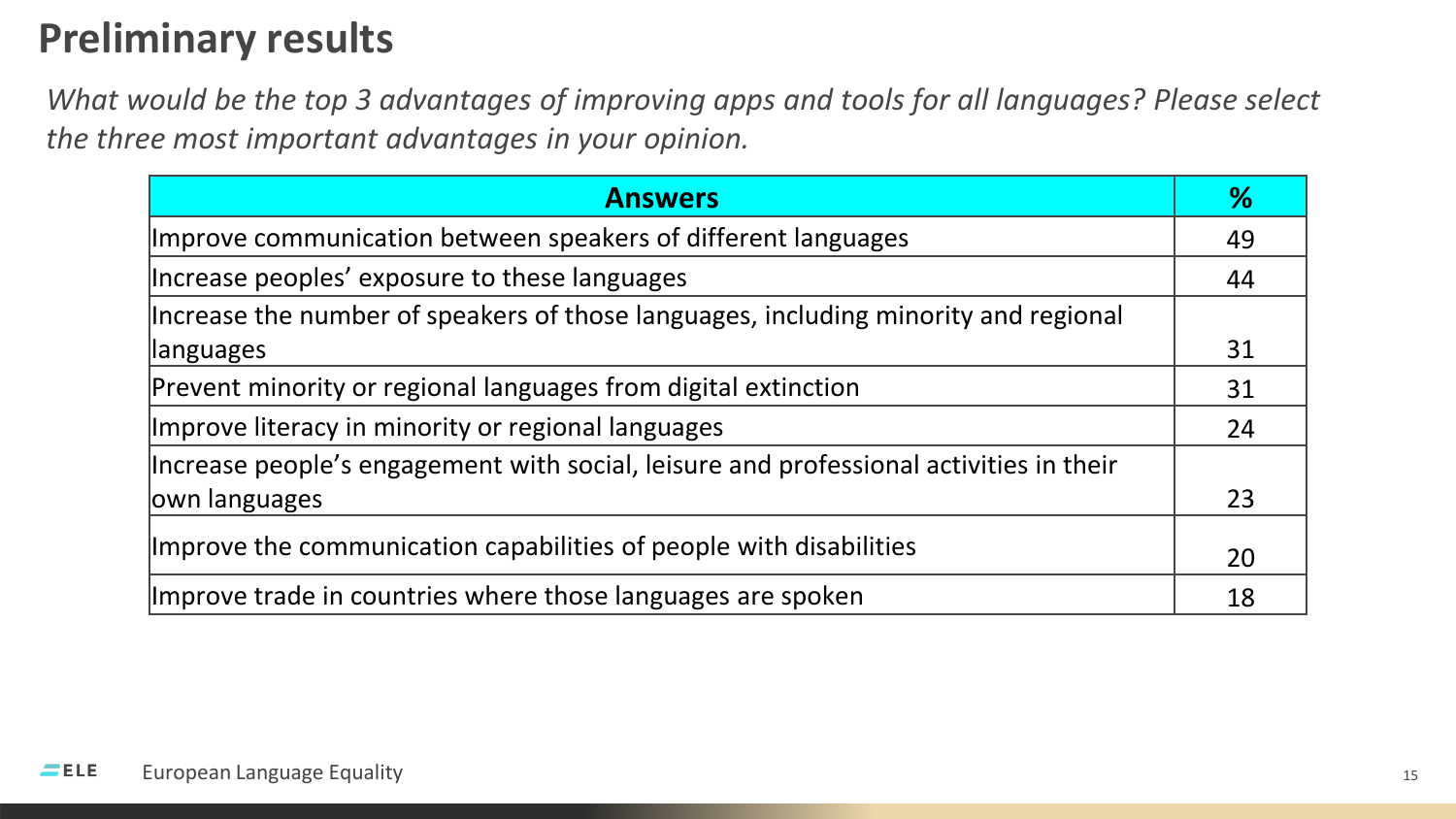# Preliminary results

*What would be the top 3 advantages of improving apps and tools for all languages? Please select the three most important advantages in your opinion.*

| Answers | % |
|---|---|
| Improve communication between speakers of different languages | 49 |
| Increase peoples' exposure to these languages | 44 |
| Increase the number of speakers of those languages, including minority and regional languages | 31 |
| Prevent minority or regional languages from digital extinction | 31 |
| Improve literacy in minority or regional languages | 24 |
| Increase people's engagement with social, leisure and professional activities in their own languages | 23 |
| Improve the communication capabilities of people with disabilities | 20 |
| Improve trade in countries where those languages are spoken | 18 |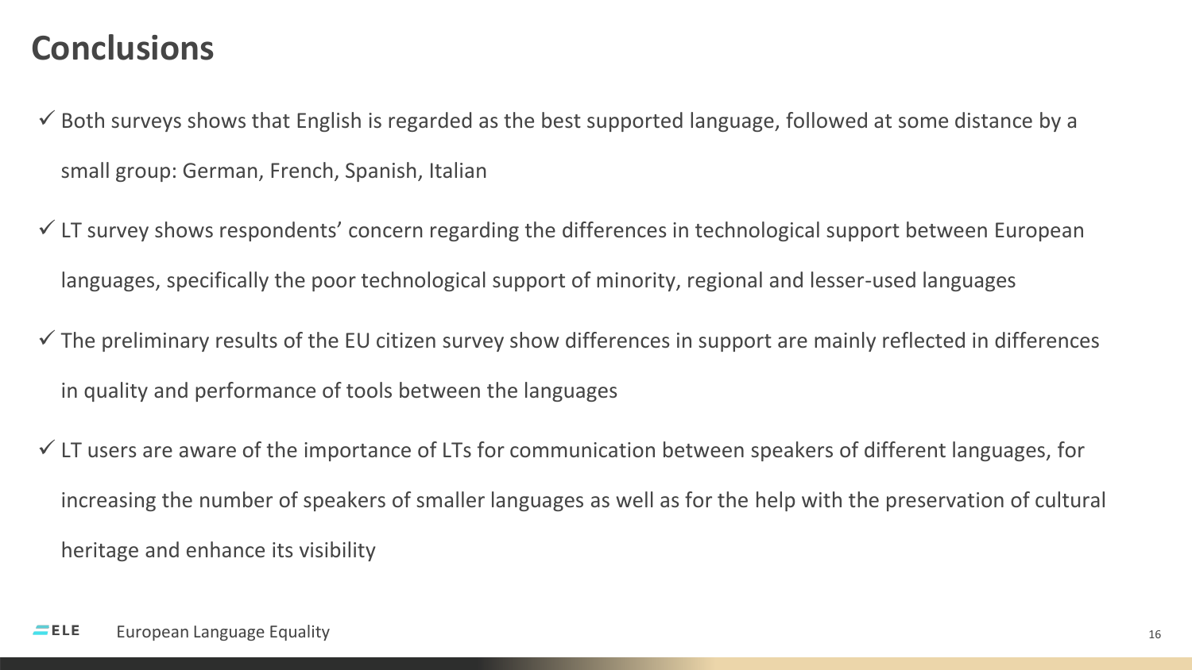# Conclusions

- ✓ Both surveys shows that English is regarded as the best supported language, followed at some distance by a small group: German, French, Spanish, Italian
- ✓ LT survey shows respondents' concern regarding the differences in technological support between European languages, specifically the poor technological support of minority, regional and lesser-used languages
- ✓ The preliminary results of the EU citizen survey show differences in support are mainly reflected in differences in quality and performance of tools between the languages
- ✓ LT users are aware of the importance of LTs for communication between speakers of different languages, for increasing the number of speakers of smaller languages as well as for the help with the preservation of cultural heritage and enhance its visibility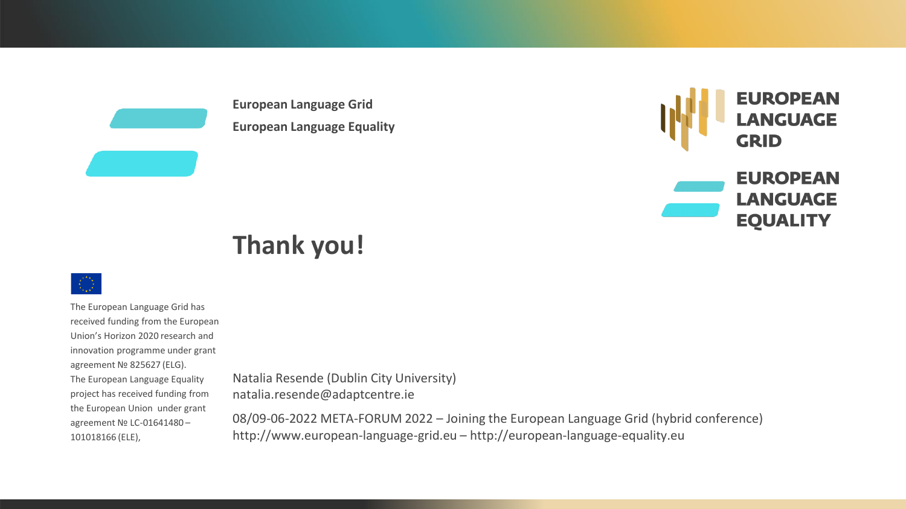**European Language Grid**

**European Language Equality**

EUROPEAN LANGUAGE GRID

EUROPEAN LANGUAGE EQUALITY

# Thank you!

The European Language Grid has received funding from the European Union's Horizon 2020 research and innovation programme under grant agreement № 825627 (ELG). The European Language Equality project has received funding from the European Union under grant agreement № LC-01641480 – 101018166 (ELE),

Natalia Resende (Dublin City University)
natalia.resende@adaptcentre.ie

08/09-06-2022 META-FORUM 2022 – Joining the European Language Grid (hybrid conference)
http://www.european-language-grid.eu – http://european-language-equality.eu